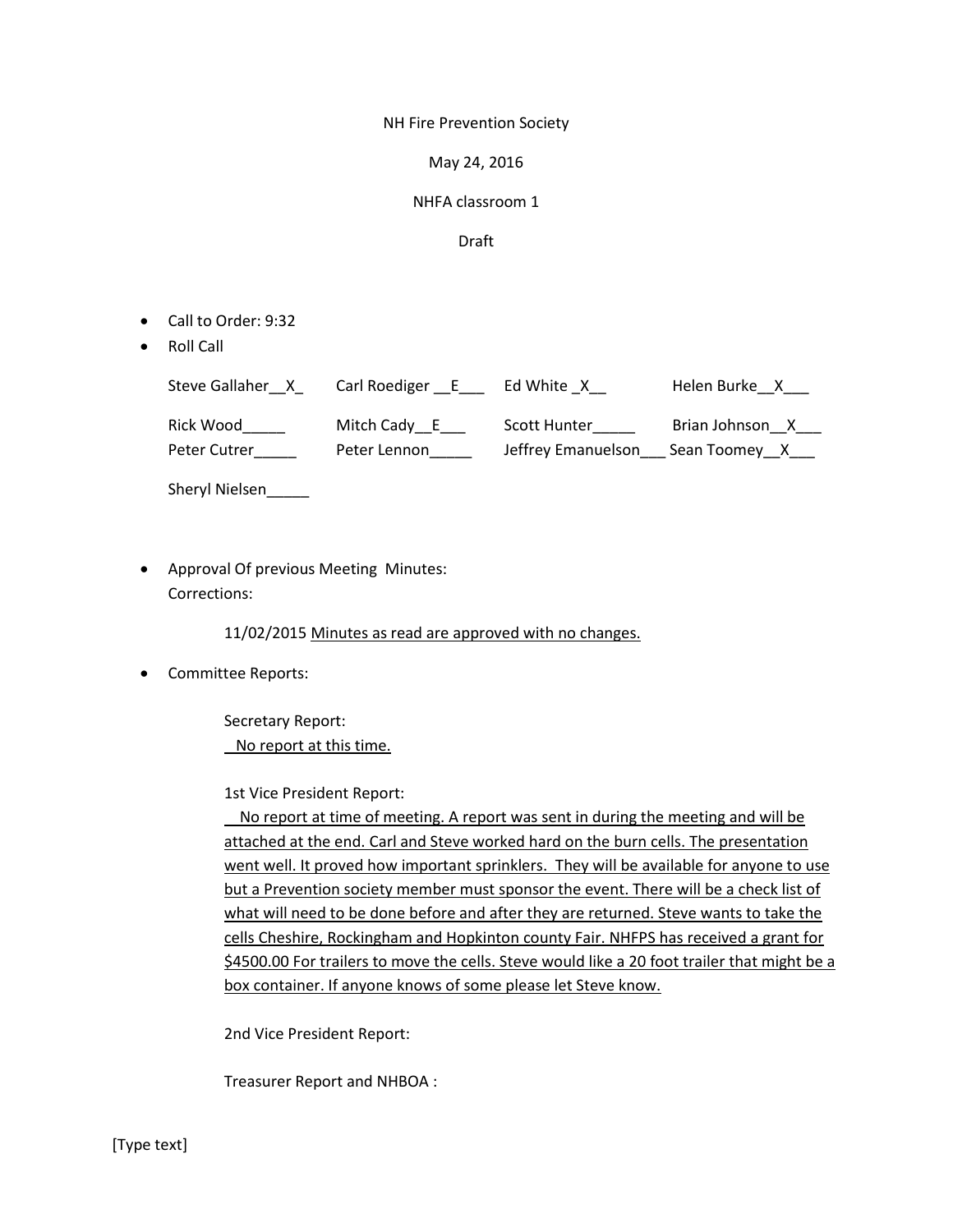NH Fire Prevention Society

May 24, 2016

NHFA classroom 1

Draft

- Call to Order: 9:32
- Roll Call

| | | | |
|---|---|---|---|
| Steve Gallaher__X_ | Carl Roediger __E___ | Ed White _X__ | Helen Burke__X___ |
| Rick Wood_____ | Mitch Cady__E___ | Scott Hunter_____ | Brian Johnson__X___ |
| Peter Cutrer_____ | Peter Lennon_____ | Jeffrey Emanuelson___ | Sean Toomey__X___ |
| Sheryl Nielsen_____ | | | |

- Approval Of previous Meeting Minutes:
  Corrections:

  11/02/2015 Minutes as read are approved with no changes.

- Committee Reports:

  Secretary Report:
  No report at this time.

  1st Vice President Report:
  No report at time of meeting. A report was sent in during the meeting and will be attached at the end. Carl and Steve worked hard on the burn cells. The presentation went well. It proved how important sprinklers. They will be available for anyone to use but a Prevention society member must sponsor the event. There will be a check list of what will need to be done before and after they are returned. Steve wants to take the cells Cheshire, Rockingham and Hopkinton county Fair. NHFPS has received a grant for $4500.00 For trailers to move the cells. Steve would like a 20 foot trailer that might be a box container. If anyone knows of some please let Steve know.

  2nd Vice President Report:

  Treasurer Report and NHBOA :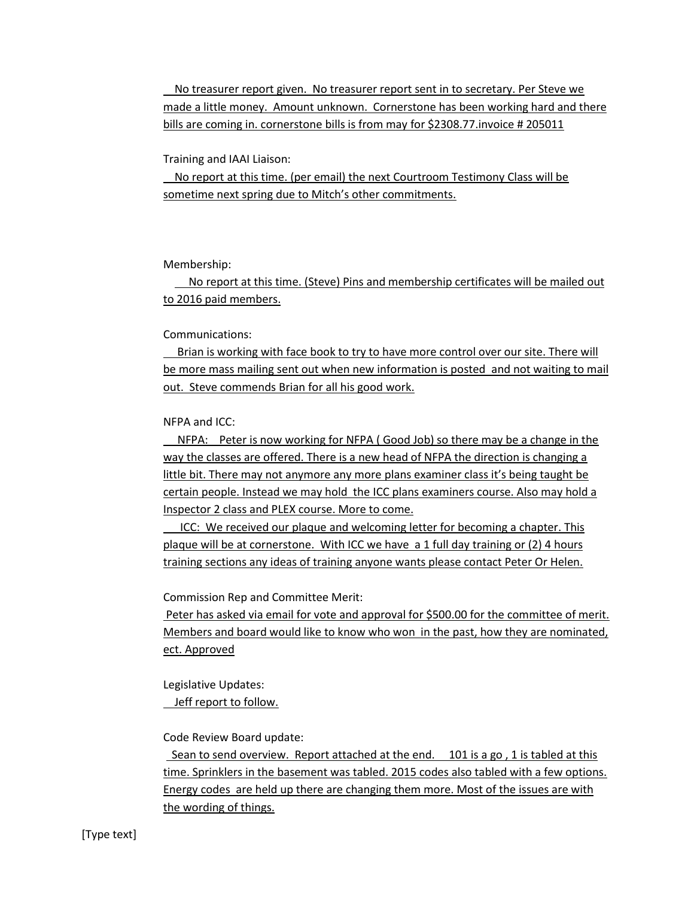No treasurer report given. No treasurer report sent in to secretary. Per Steve we made a little money. Amount unknown. Cornerstone has been working hard and there bills are coming in. cornerstone bills is from may for $2308.77.invoice # 205011

Training and IAAI Liaison:

No report at this time. (per email) the next Courtroom Testimony Class will be sometime next spring due to Mitch's other commitments.

Membership:

No report at this time. (Steve) Pins and membership certificates will be mailed out to 2016 paid members.

Communications:

Brian is working with face book to try to have more control over our site. There will be more mass mailing sent out when new information is posted and not waiting to mail out. Steve commends Brian for all his good work.

NFPA and ICC:

NFPA: Peter is now working for NFPA ( Good Job) so there may be a change in the way the classes are offered. There is a new head of NFPA the direction is changing a little bit. There may not anymore any more plans examiner class it's being taught be certain people. Instead we may hold the ICC plans examiners course. Also may hold a Inspector 2 class and PLEX course. More to come.

ICC: We received our plaque and welcoming letter for becoming a chapter. This plaque will be at cornerstone. With ICC we have a 1 full day training or (2) 4 hours training sections any ideas of training anyone wants please contact Peter Or Helen.

Commission Rep and Committee Merit:

Peter has asked via email for vote and approval for $500.00 for the committee of merit. Members and board would like to know who won in the past, how they are nominated, ect. Approved

Legislative Updates:

Jeff report to follow.

Code Review Board update:

Sean to send overview. Report attached at the end. 101 is a go , 1 is tabled at this time. Sprinklers in the basement was tabled. 2015 codes also tabled with a few options. Energy codes are held up there are changing them more. Most of the issues are with the wording of things.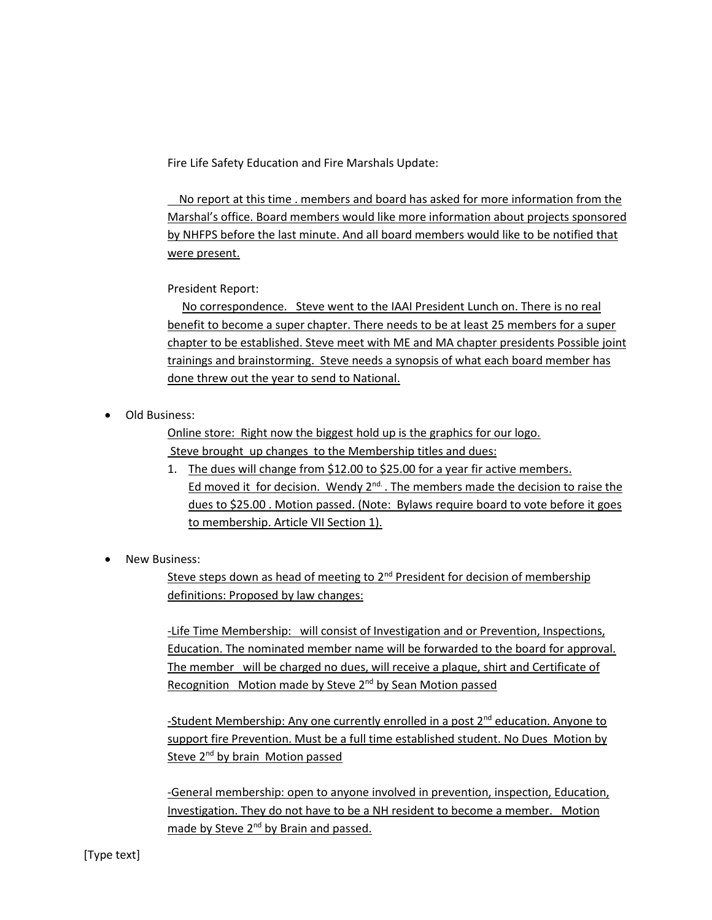Fire Life Safety Education and Fire Marshals Update:

No report at this time . members and board has asked for more information from the Marshal's office. Board members would like more information about projects sponsored by NHFPS before the last minute. And all board members would like to be notified that were present.

President Report:

No correspondence. Steve went to the IAAI President Lunch on. There is no real benefit to become a super chapter. There needs to be at least 25 members for a super chapter to be established. Steve meet with ME and MA chapter presidents Possible joint trainings and brainstorming. Steve needs a synopsis of what each board member has done threw out the year to send to National.

- Old Business:

  Online store: Right now the biggest hold up is the graphics for our logo.
  Steve brought up changes to the Membership titles and dues:

  1. The dues will change from $12.00 to $25.00 for a year fir active members. Ed moved it for decision. Wendy 2nd. . The members made the decision to raise the dues to $25.00 . Motion passed. (Note: Bylaws require board to vote before it goes to membership. Article VII Section 1).

- New Business:

  Steve steps down as head of meeting to 2nd President for decision of membership definitions: Proposed by law changes:

  -Life Time Membership: will consist of Investigation and or Prevention, Inspections, Education. The nominated member name will be forwarded to the board for approval. The member will be charged no dues, will receive a plaque, shirt and Certificate of Recognition Motion made by Steve 2nd by Sean Motion passed

  -Student Membership: Any one currently enrolled in a post 2nd education. Anyone to support fire Prevention. Must be a full time established student. No Dues Motion by Steve 2nd by brain Motion passed

  -General membership: open to anyone involved in prevention, inspection, Education, Investigation. They do not have to be a NH resident to become a member. Motion made by Steve 2nd by Brain and passed.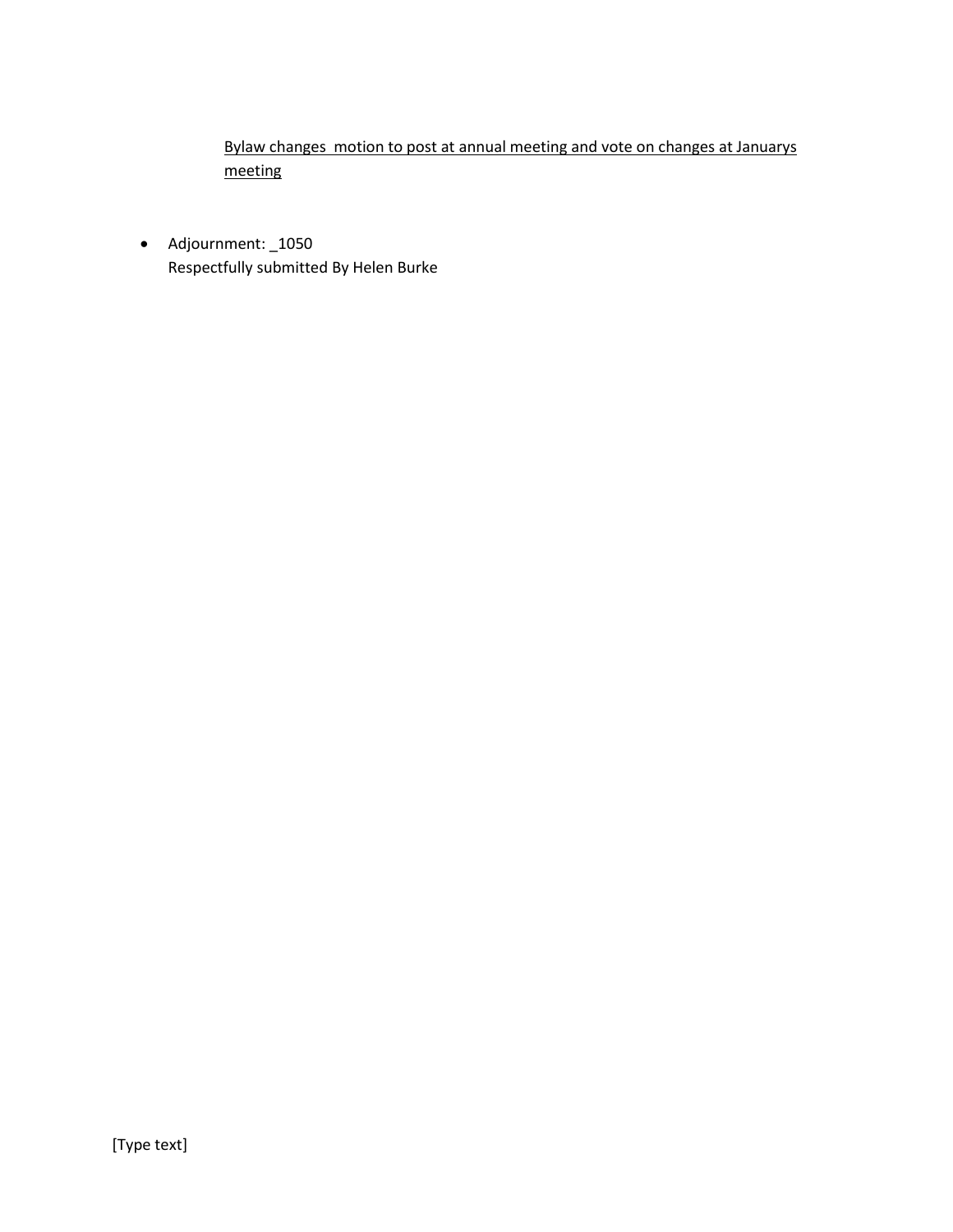<u>Bylaw changes  motion to post at annual meeting and vote on changes at Januarys meeting</u>

- Adjournment: _1050
  Respectfully submitted By Helen Burke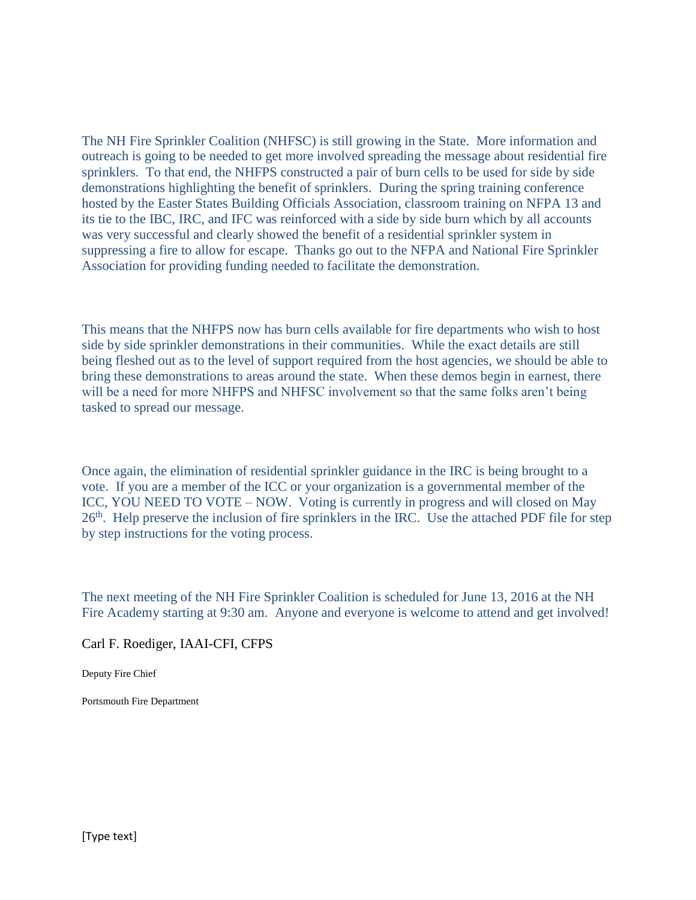The NH Fire Sprinkler Coalition (NHFSC) is still growing in the State. More information and outreach is going to be needed to get more involved spreading the message about residential fire sprinklers. To that end, the NHFPS constructed a pair of burn cells to be used for side by side demonstrations highlighting the benefit of sprinklers. During the spring training conference hosted by the Easter States Building Officials Association, classroom training on NFPA 13 and its tie to the IBC, IRC, and IFC was reinforced with a side by side burn which by all accounts was very successful and clearly showed the benefit of a residential sprinkler system in suppressing a fire to allow for escape. Thanks go out to the NFPA and National Fire Sprinkler Association for providing funding needed to facilitate the demonstration.

This means that the NHFPS now has burn cells available for fire departments who wish to host side by side sprinkler demonstrations in their communities. While the exact details are still being fleshed out as to the level of support required from the host agencies, we should be able to bring these demonstrations to areas around the state. When these demos begin in earnest, there will be a need for more NHFPS and NHFSC involvement so that the same folks aren't being tasked to spread our message.

Once again, the elimination of residential sprinkler guidance in the IRC is being brought to a vote. If you are a member of the ICC or your organization is a governmental member of the ICC, YOU NEED TO VOTE – NOW. Voting is currently in progress and will closed on May 26th. Help preserve the inclusion of fire sprinklers in the IRC. Use the attached PDF file for step by step instructions for the voting process.

The next meeting of the NH Fire Sprinkler Coalition is scheduled for June 13, 2016 at the NH Fire Academy starting at 9:30 am. Anyone and everyone is welcome to attend and get involved!

Carl F. Roediger, IAAI-CFI, CFPS

Deputy Fire Chief

Portsmouth Fire Department

[Type text]